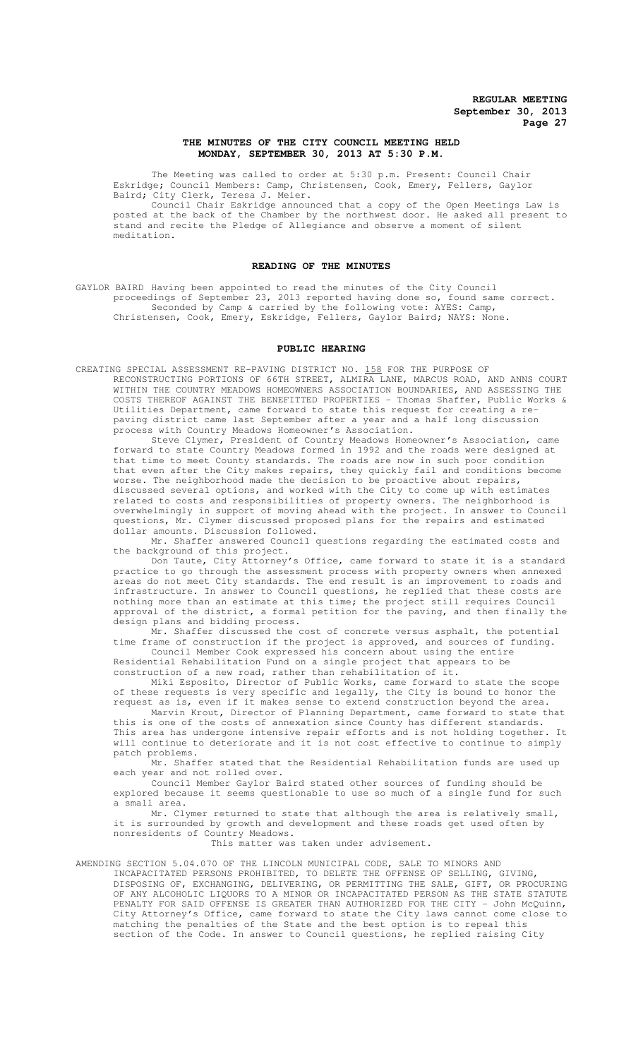# THE MINUTES OF THE CITY COUNCIL MEETING HELD MONDAY, SEPTEMBER 30, 2013 AT 5:30 P.M.

The Meeting was called to order at 5:30 p.m. Present: Council Chair Eskridge; Council Members: Camp, Christensen, Cook, Emery, Fellers, Gaylor Baird; City Clerk, Teresa J. Meier.

Council Chair Eskridge announced that a copy of the Open Meetings Law is posted at the back of the Chamber by the northwest door. He asked all present to stand and recite the Pledge of Allegiance and observe a moment of silent meditation.

## READING OF THE MINUTES

GAYLOR BAIRD Having been appointed to read the minutes of the City Council proceedings of September 23, 2013 reported having done so, found same correct.

Seconded by Camp & carried by the following vote: AYES: Camp, Christensen, Cook, Emery, Eskridge, Fellers, Gaylor Baird; NAYS: None.

## PUBLIC HEARING

CREATING SPECIAL ASSESSMENT RE-PAVING DISTRICT NO. 158 FOR THE PURPOSE OF RECONSTRUCTING PORTIONS OF 66TH STREET, ALMIRA LANE, MARCUS ROAD, AND ANNS COURT WITHIN THE COUNTRY MEADOWS HOMEOWNERS ASSOCIATION BOUNDARIES, AND ASSESSING THE COSTS THEREOF AGAINST THE BENEFITTED PROPERTIES - Thomas Shaffer, Public Works & Utilities Department, came forward to state this request for creating a re-paving district came last September after a year and a half long discussion process with Country Meadows Homeowner's Association.

Steve Clymer, President of Country Meadows Homeowner's Association, came forward to state Country Meadows formed in 1992 and the roads were designed at that time to meet County standards. The roads are now in such poor condition that even after the City makes repairs, they quickly fail and conditions become worse. The neighborhood made the decision to be proactive about repairs, discussed several options, and worked with the City to come up with estimates related to costs and responsibilities of property owners. The neighborhood is overwhelmingly in support of moving ahead with the project. In answer to Council questions, Mr. Clymer discussed proposed plans for the repairs and estimated dollar amounts. Discussion followed.

Mr. Shaffer answered Council questions regarding the estimated costs and the background of this project.

Don Taute, City Attorney's Office, came forward to state it is a standard practice to go through the assessment process with property owners when annexed areas do not meet City standards. The end result is an improvement to roads and infrastructure. In answer to Council questions, he replied that these costs are nothing more than an estimate at this time; the project still requires Council approval of the district, a formal petition for the paving, and then finally the design plans and bidding process.

Mr. Shaffer discussed the cost of concrete versus asphalt, the potential time frame of construction if the project is approved, and sources of funding.

Council Member Cook expressed his concern about using the entire Residential Rehabilitation Fund on a single project that appears to be construction of a new road, rather than rehabilitation of it.

Miki Esposito, Director of Public Works, came forward to state the scope of these requests is very specific and legally, the City is bound to honor the request as is, even if it makes sense to extend construction beyond the area.

Marvin Krout, Director of Planning Department, came forward to state that this is one of the costs of annexation since County has different standards. This area has undergone intensive repair efforts and is not holding together. It will continue to deteriorate and it is not cost effective to continue to simply patch problems.

Mr. Shaffer stated that the Residential Rehabilitation funds are used up each year and not rolled over.

Council Member Gaylor Baird stated other sources of funding should be explored because it seems questionable to use so much of a single fund for such a small area.

Mr. Clymer returned to state that although the area is relatively small, it is surrounded by growth and development and these roads get used often by nonresidents of Country Meadows.

This matter was taken under advisement.

AMENDING SECTION 5.04.070 OF THE LINCOLN MUNICIPAL CODE, SALE TO MINORS AND INCAPACITATED PERSONS PROHIBITED, TO DELETE THE OFFENSE OF SELLING, GIVING, DISPOSING OF, EXCHANGING, DELIVERING, OR PERMITTING THE SALE, GIFT, OR PROCURING OF ANY ALCOHOLIC LIQUORS TO A MINOR OR INCAPACITATED PERSON AS THE STATE STATUTE PENALTY FOR SAID OFFENSE IS GREATER THAN AUTHORIZED FOR THE CITY - John McQuinn, City Attorney's Office, came forward to state the City laws cannot come close to matching the penalties of the State and the best option is to repeal this section of the Code. In answer to Council questions, he replied raising City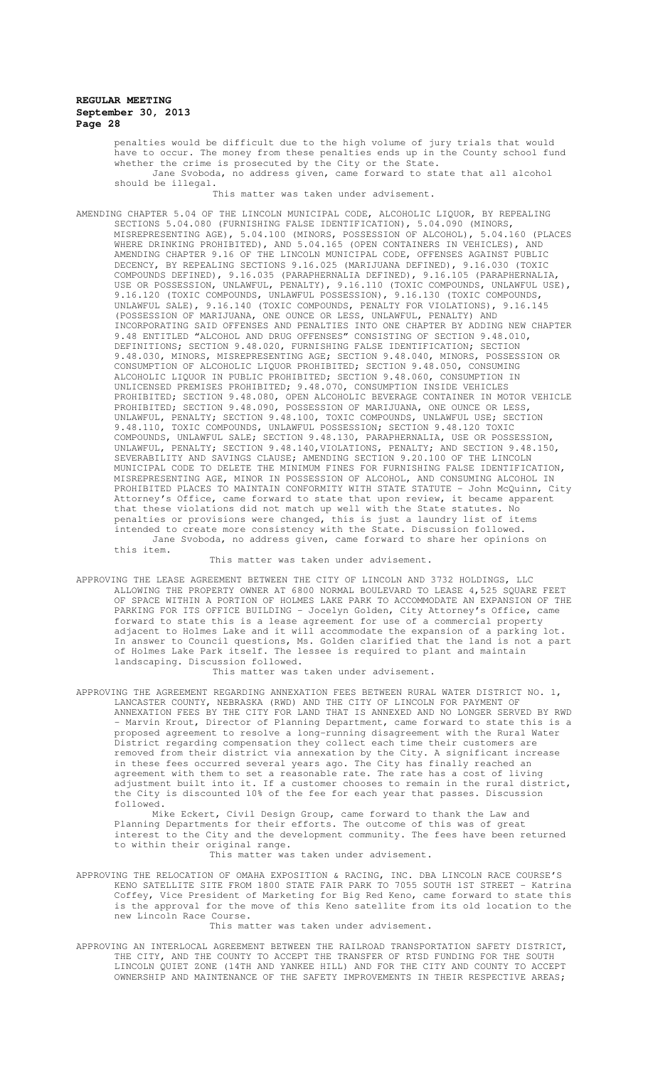penalties would be difficult due to the high volume of jury trials that would have to occur. The money from these penalties ends up in the County school fund whether the crime is prosecuted by the City or the State.

Jane Svoboda, no address given, came forward to state that all alcohol should be illegal.

This matter was taken under advisement.

AMENDING CHAPTER 5.04 OF THE LINCOLN MUNICIPAL CODE, ALCOHOLIC LIQUOR, BY REPEALING SECTIONS 5.04.080 (FURNISHING FALSE IDENTIFICATION), 5.04.090 (MINORS, MISREPRESENTING AGE), 5.04.100 (MINORS, POSSESSION OF ALCOHOL), 5.04.160 (PLACES WHERE DRINKING PROHIBITED), AND 5.04.165 (OPEN CONTAINERS IN VEHICLES), AND AMENDING CHAPTER 9.16 OF THE LINCOLN MUNICIPAL CODE, OFFENSES AGAINST PUBLIC DECENCY, BY REPEALING SECTIONS 9.16.025 (MARIJUANA DEFINED), 9.16.030 (TOXIC COMPOUNDS DEFINED), 9.16.035 (PARAPHERNALIA DEFINED), 9.16.105 (PARAPHERNALIA, USE OR POSSESSION, UNLAWFUL, PENALTY), 9.16.110 (TOXIC COMPOUNDS, UNLAWFUL USE), 9.16.120 (TOXIC COMPOUNDS, UNLAWFUL POSSESSION), 9.16.130 (TOXIC COMPOUNDS, UNLAWFUL SALE), 9.16.140 (TOXIC COMPOUNDS, PENALTY FOR VIOLATIONS), 9.16.145 (POSSESSION OF MARIJUANA, ONE OUNCE OR LESS, UNLAWFUL, PENALTY) AND INCORPORATING SAID OFFENSES AND PENALTIES INTO ONE CHAPTER BY ADDING NEW CHAPTER 9.48 ENTITLED "ALCOHOL AND DRUG OFFENSES" CONSISTING OF SECTION 9.48.010, DEFINITIONS; SECTION 9.48.020, FURNISHING FALSE IDENTIFICATION; SECTION 9.48.030, MINORS, MISREPRESENTING AGE; SECTION 9.48.040, MINORS, POSSESSION OR CONSUMPTION OF ALCOHOLIC LIQUOR PROHIBITED; SECTION 9.48.050, CONSUMING ALCOHOLIC LIQUOR IN PUBLIC PROHIBITED; SECTION 9.48.060, CONSUMPTION IN UNLICENSED PREMISES PROHIBITED; 9.48.070, CONSUMPTION INSIDE VEHICLES PROHIBITED; SECTION 9.48.080, OPEN ALCOHOLIC BEVERAGE CONTAINER IN MOTOR VEHICLE PROHIBITED; SECTION 9.48.090, POSSESSION OF MARIJUANA, ONE OUNCE OR LESS, UNLAWFUL, PENALTY; SECTION 9.48.100, TOXIC COMPOUNDS, UNLAWFUL USE; SECTION 9.48.110, TOXIC COMPOUNDS, UNLAWFUL POSSESSION; SECTION 9.48.120 TOXIC COMPOUNDS, UNLAWFUL SALE; SECTION 9.48.130, PARAPHERNALIA, USE OR POSSESSION, UNLAWFUL, PENALTY; SECTION 9.48.140,VIOLATIONS, PENALTY; AND SECTION 9.48.150, SEVERABILITY AND SAVINGS CLAUSE; AMENDING SECTION 9.20.100 OF THE LINCOLN MUNICIPAL CODE TO DELETE THE MINIMUM FINES FOR FURNISHING FALSE IDENTIFICATION, MISREPRESENTING AGE, MINOR IN POSSESSION OF ALCOHOL, AND CONSUMING ALCOHOL IN PROHIBITED PLACES TO MAINTAIN CONFORMITY WITH STATE STATUTE - John McQuinn, City Attorney's Office, came forward to state that upon review, it became apparent that these violations did not match up well with the State statutes. No penalties or provisions were changed, this is just a laundry list of items intended to create more consistency with the State. Discussion followed.

Jane Svoboda, no address given, came forward to share her opinions on this item.

This matter was taken under advisement.

APPROVING THE LEASE AGREEMENT BETWEEN THE CITY OF LINCOLN AND 3732 HOLDINGS, LLC ALLOWING THE PROPERTY OWNER AT 6800 NORMAL BOULEVARD TO LEASE 4,525 SQUARE FEET OF SPACE WITHIN A PORTION OF HOLMES LAKE PARK TO ACCOMMODATE AN EXPANSION OF THE PARKING FOR ITS OFFICE BUILDING - Jocelyn Golden, City Attorney's Office, came forward to state this is a lease agreement for use of a commercial property adjacent to Holmes Lake and it will accommodate the expansion of a parking lot. In answer to Council questions, Ms. Golden clarified that the land is not a part of Holmes Lake Park itself. The lessee is required to plant and maintain landscaping. Discussion followed.

This matter was taken under advisement.

APPROVING THE AGREEMENT REGARDING ANNEXATION FEES BETWEEN RURAL WATER DISTRICT NO. 1, LANCASTER COUNTY, NEBRASKA (RWD) AND THE CITY OF LINCOLN FOR PAYMENT OF ANNEXATION FEES BY THE CITY FOR LAND THAT IS ANNEXED AND NO LONGER SERVED BY RWD - Marvin Krout, Director of Planning Department, came forward to state this is a proposed agreement to resolve a long-running disagreement with the Rural Water District regarding compensation they collect each time their customers are removed from their district via annexation by the City. A significant increase in these fees occurred several years ago. The City has finally reached an agreement with them to set a reasonable rate. The rate has a cost of living adjustment built into it. If a customer chooses to remain in the rural district, the City is discounted 10% of the fee for each year that passes. Discussion followed.

Mike Eckert, Civil Design Group, came forward to thank the Law and Planning Departments for their efforts. The outcome of this was of great interest to the City and the development community. The fees have been returned to within their original range.

This matter was taken under advisement.

APPROVING THE RELOCATION OF OMAHA EXPOSITION & RACING, INC. DBA LINCOLN RACE COURSE'S KENO SATELLITE SITE FROM 1800 STATE FAIR PARK TO 7055 SOUTH 1ST STREET - Katrina Coffey, Vice President of Marketing for Big Red Keno, came forward to state this is the approval for the move of this Keno satellite from its old location to the new Lincoln Race Course.

This matter was taken under advisement.

APPROVING AN INTERLOCAL AGREEMENT BETWEEN THE RAILROAD TRANSPORTATION SAFETY DISTRICT, THE CITY, AND THE COUNTY TO ACCEPT THE TRANSFER OF RTSD FUNDING FOR THE SOUTH LINCOLN QUIET ZONE (14TH AND YANKEE HILL) AND FOR THE CITY AND COUNTY TO ACCEPT OWNERSHIP AND MAINTENANCE OF THE SAFETY IMPROVEMENTS IN THEIR RESPECTIVE AREAS;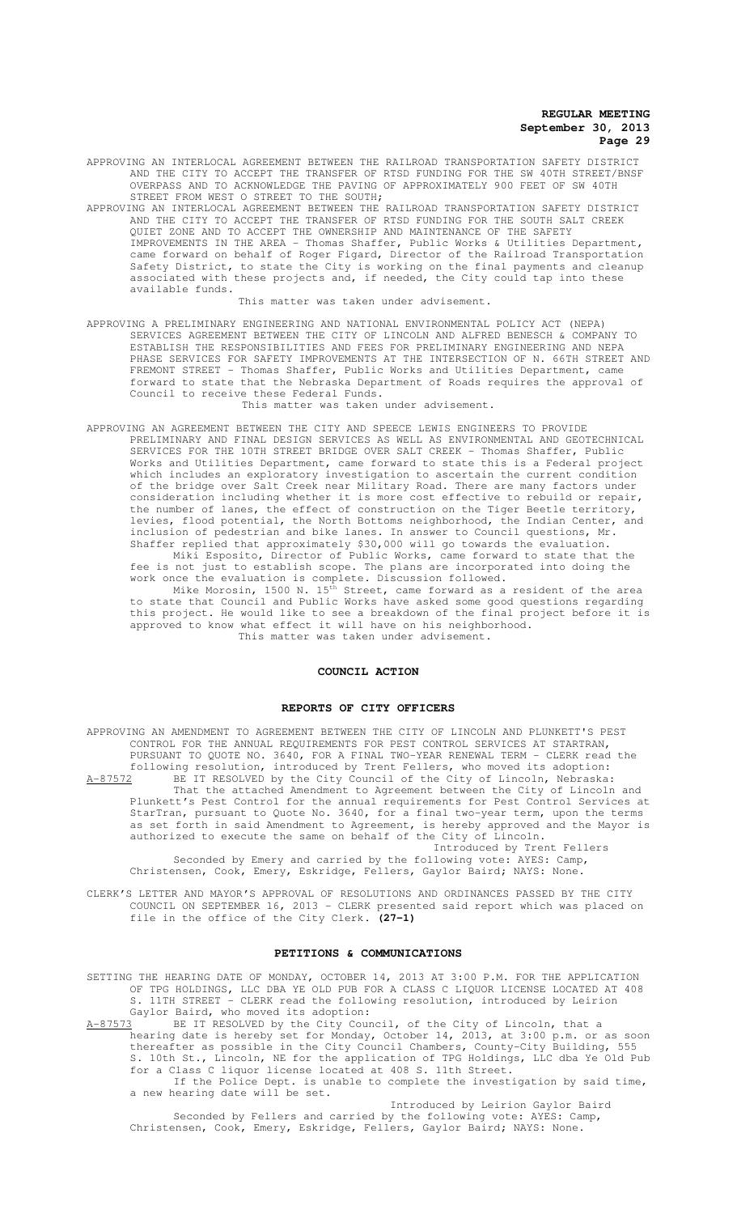APPROVING AN INTERLOCAL AGREEMENT BETWEEN THE RAILROAD TRANSPORTATION SAFETY DISTRICT AND THE CITY TO ACCEPT THE TRANSFER OF RTSD FUNDING FOR THE SW 40TH STREET/BNSF OVERPASS AND TO ACKNOWLEDGE THE PAVING OF APPROXIMATELY 900 FEET OF SW 40TH STREET FROM WEST O STREET TO THE SOUTH;

APPROVING AN INTERLOCAL AGREEMENT BETWEEN THE RAILROAD TRANSPORTATION SAFETY DISTRICT AND THE CITY TO ACCEPT THE TRANSFER OF RTSD FUNDING FOR THE SOUTH SALT CREEK QUIET ZONE AND TO ACCEPT THE OWNERSHIP AND MAINTENANCE OF THE SAFETY IMPROVEMENTS IN THE AREA - Thomas Shaffer, Public Works & Utilities Department, came forward on behalf of Roger Figard, Director of the Railroad Transportation Safety District, to state the City is working on the final payments and cleanup associated with these projects and, if needed, the City could tap into these available funds.

This matter was taken under advisement.

APPROVING A PRELIMINARY ENGINEERING AND NATIONAL ENVIRONMENTAL POLICY ACT (NEPA) SERVICES AGREEMENT BETWEEN THE CITY OF LINCOLN AND ALFRED BENESCH & COMPANY TO ESTABLISH THE RESPONSIBILITIES AND FEES FOR PRELIMINARY ENGINEERING AND NEPA PHASE SERVICES FOR SAFETY IMPROVEMENTS AT THE INTERSECTION OF N. 66TH STREET AND FREMONT STREET - Thomas Shaffer, Public Works and Utilities Department, came forward to state that the Nebraska Department of Roads requires the approval of Council to receive these Federal Funds.

This matter was taken under advisement.

APPROVING AN AGREEMENT BETWEEN THE CITY AND SPEECE LEWIS ENGINEERS TO PROVIDE PRELIMINARY AND FINAL DESIGN SERVICES AS WELL AS ENVIRONMENTAL AND GEOTECHNICAL SERVICES FOR THE 10TH STREET BRIDGE OVER SALT CREEK - Thomas Shaffer, Public Works and Utilities Department, came forward to state this is a Federal project which includes an exploratory investigation to ascertain the current condition of the bridge over Salt Creek near Military Road. There are many factors under consideration including whether it is more cost effective to rebuild or repair, the number of lanes, the effect of construction on the Tiger Beetle territory, levies, flood potential, the North Bottoms neighborhood, the Indian Center, and inclusion of pedestrian and bike lanes. In answer to Council questions, Mr. Shaffer replied that approximately $30,000 will go towards the evaluation.

Miki Esposito, Director of Public Works, came forward to state that the fee is not just to establish scope. The plans are incorporated into doing the work once the evaluation is complete. Discussion followed.

Mike Morosin, 1500 N. 15th Street, came forward as a resident of the area to state that Council and Public Works have asked some good questions regarding this project. He would like to see a breakdown of the final project before it is approved to know what effect it will have on his neighborhood.

This matter was taken under advisement.

## COUNCIL ACTION

### REPORTS OF CITY OFFICERS

APPROVING AN AMENDMENT TO AGREEMENT BETWEEN THE CITY OF LINCOLN AND PLUNKETT'S PEST CONTROL FOR THE ANNUAL REQUIREMENTS FOR PEST CONTROL SERVICES AT STARTRAN, PURSUANT TO QUOTE NO. 3640, FOR A FINAL TWO-YEAR RENEWAL TERM - CLERK read the following resolution, introduced by Trent Fellers, who moved its adoption:

A-87572 BE IT RESOLVED by the City Council of the City of Lincoln, Nebraska:

That the attached Amendment to Agreement between the City of Lincoln and Plunkett's Pest Control for the annual requirements for Pest Control Services at StarTran, pursuant to Quote No. 3640, for a final two-year term, upon the terms as set forth in said Amendment to Agreement, is hereby approved and the Mayor is authorized to execute the same on behalf of the City of Lincoln.

Introduced by Trent Fellers

Seconded by Emery and carried by the following vote: AYES: Camp, Christensen, Cook, Emery, Eskridge, Fellers, Gaylor Baird; NAYS: None.

CLERK'S LETTER AND MAYOR'S APPROVAL OF RESOLUTIONS AND ORDINANCES PASSED BY THE CITY COUNCIL ON SEPTEMBER 16, 2013 - CLERK presented said report which was placed on file in the office of the City Clerk. **(27-1)**

### PETITIONS & COMMUNICATIONS

SETTING THE HEARING DATE OF MONDAY, OCTOBER 14, 2013 AT 3:00 P.M. FOR THE APPLICATION OF TPG HOLDINGS, LLC DBA YE OLD PUB FOR A CLASS C LIQUOR LICENSE LOCATED AT 408 S. 11TH STREET - CLERK read the following resolution, introduced by Leirion Gaylor Baird, who moved its adoption:

A-87573 BE IT RESOLVED by the City Council, of the City of Lincoln, that a hearing date is hereby set for Monday, October 14, 2013, at 3:00 p.m. or as soon thereafter as possible in the City Council Chambers, County-City Building, 555 S. 10th St., Lincoln, NE for the application of TPG Holdings, LLC dba Ye Old Pub for a Class C liquor license located at 408 S. 11th Street.

If the Police Dept. is unable to complete the investigation by said time, a new hearing date will be set.

Introduced by Leirion Gaylor Baird

Seconded by Fellers and carried by the following vote: AYES: Camp, Christensen, Cook, Emery, Eskridge, Fellers, Gaylor Baird; NAYS: None.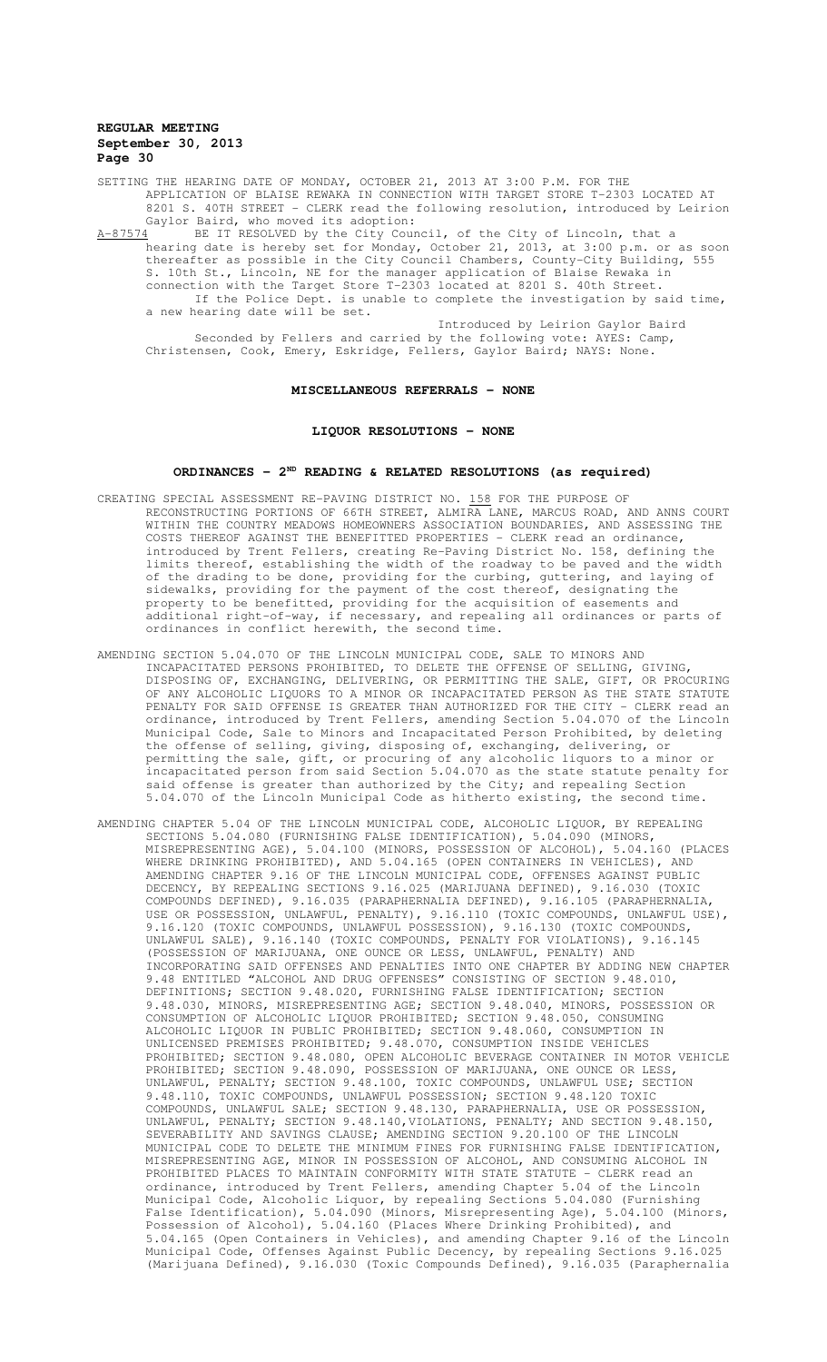SETTING THE HEARING DATE OF MONDAY, OCTOBER 21, 2013 AT 3:00 P.M. FOR THE APPLICATION OF BLAISE REWAKA IN CONNECTION WITH TARGET STORE T-2303 LOCATED AT 8201 S. 40TH STREET - CLERK read the following resolution, introduced by Leirion Gaylor Baird, who moved its adoption:

A-87574 BE IT RESOLVED by the City Council, of the City of Lincoln, that a hearing date is hereby set for Monday, October 21, 2013, at 3:00 p.m. or as soon thereafter as possible in the City Council Chambers, County-City Building, 555 S. 10th St., Lincoln, NE for the manager application of Blaise Rewaka in connection with the Target Store T-2303 located at 8201 S. 40th Street.

If the Police Dept. is unable to complete the investigation by said time, a new hearing date will be set.

Introduced by Leirion Gaylor Baird

Seconded by Fellers and carried by the following vote: AYES: Camp, Christensen, Cook, Emery, Eskridge, Fellers, Gaylor Baird; NAYS: None.

## MISCELLANEOUS REFERRALS - NONE

## LIQUOR RESOLUTIONS - NONE

## ORDINANCES - 2ND READING & RELATED RESOLUTIONS (as required)

CREATING SPECIAL ASSESSMENT RE-PAVING DISTRICT NO. 158 FOR THE PURPOSE OF RECONSTRUCTING PORTIONS OF 66TH STREET, ALMIRA LANE, MARCUS ROAD, AND ANNS COURT WITHIN THE COUNTRY MEADOWS HOMEOWNERS ASSOCIATION BOUNDARIES, AND ASSESSING THE COSTS THEREOF AGAINST THE BENEFITTED PROPERTIES - CLERK read an ordinance, introduced by Trent Fellers, creating Re-Paving District No. 158, defining the limits thereof, establishing the width of the roadway to be paved and the width of the drading to be done, providing for the curbing, guttering, and laying of sidewalks, providing for the payment of the cost thereof, designating the property to be benefitted, providing for the acquisition of easements and additional right-of-way, if necessary, and repealing all ordinances or parts of ordinances in conflict herewith, the second time.

AMENDING SECTION 5.04.070 OF THE LINCOLN MUNICIPAL CODE, SALE TO MINORS AND INCAPACITATED PERSONS PROHIBITED, TO DELETE THE OFFENSE OF SELLING, GIVING, DISPOSING OF, EXCHANGING, DELIVERING, OR PERMITTING THE SALE, GIFT, OR PROCURING OF ANY ALCOHOLIC LIQUORS TO A MINOR OR INCAPACITATED PERSON AS THE STATE STATUTE PENALTY FOR SAID OFFENSE IS GREATER THAN AUTHORIZED FOR THE CITY - CLERK read an ordinance, introduced by Trent Fellers, amending Section 5.04.070 of the Lincoln Municipal Code, Sale to Minors and Incapacitated Person Prohibited, by deleting the offense of selling, giving, disposing of, exchanging, delivering, or permitting the sale, gift, or procuring of any alcoholic liquors to a minor or incapacitated person from said Section 5.04.070 as the state statute penalty for said offense is greater than authorized by the City; and repealing Section 5.04.070 of the Lincoln Municipal Code as hitherto existing, the second time.

AMENDING CHAPTER 5.04 OF THE LINCOLN MUNICIPAL CODE, ALCOHOLIC LIQUOR, BY REPEALING SECTIONS 5.04.080 (FURNISHING FALSE IDENTIFICATION), 5.04.090 (MINORS, MISREPRESENTING AGE), 5.04.100 (MINORS, POSSESSION OF ALCOHOL), 5.04.160 (PLACES WHERE DRINKING PROHIBITED), AND 5.04.165 (OPEN CONTAINERS IN VEHICLES), AND AMENDING CHAPTER 9.16 OF THE LINCOLN MUNICIPAL CODE, OFFENSES AGAINST PUBLIC DECENCY, BY REPEALING SECTIONS 9.16.025 (MARIJUANA DEFINED), 9.16.030 (TOXIC COMPOUNDS DEFINED), 9.16.035 (PARAPHERNALIA DEFINED), 9.16.105 (PARAPHERNALIA, USE OR POSSESSION, UNLAWFUL, PENALTY), 9.16.110 (TOXIC COMPOUNDS, UNLAWFUL USE), 9.16.120 (TOXIC COMPOUNDS, UNLAWFUL POSSESSION), 9.16.130 (TOXIC COMPOUNDS, UNLAWFUL SALE), 9.16.140 (TOXIC COMPOUNDS, PENALTY FOR VIOLATIONS), 9.16.145 (POSSESSION OF MARIJUANA, ONE OUNCE OR LESS, UNLAWFUL, PENALTY) AND INCORPORATING SAID OFFENSES AND PENALTIES INTO ONE CHAPTER BY ADDING NEW CHAPTER 9.48 ENTITLED "ALCOHOL AND DRUG OFFENSES" CONSISTING OF SECTION 9.48.010, DEFINITIONS; SECTION 9.48.020, FURNISHING FALSE IDENTIFICATION; SECTION 9.48.030, MINORS, MISREPRESENTING AGE; SECTION 9.48.040, MINORS, POSSESSION OR CONSUMPTION OF ALCOHOLIC LIQUOR PROHIBITED; SECTION 9.48.050, CONSUMING ALCOHOLIC LIQUOR IN PUBLIC PROHIBITED; SECTION 9.48.060, CONSUMPTION IN UNLICENSED PREMISES PROHIBITED; 9.48.070, CONSUMPTION INSIDE VEHICLES PROHIBITED; SECTION 9.48.080, OPEN ALCOHOLIC BEVERAGE CONTAINER IN MOTOR VEHICLE PROHIBITED; SECTION 9.48.090, POSSESSION OF MARIJUANA, ONE OUNCE OR LESS, UNLAWFUL, PENALTY; SECTION 9.48.100, TOXIC COMPOUNDS, UNLAWFUL USE; SECTION 9.48.110, TOXIC COMPOUNDS, UNLAWFUL POSSESSION; SECTION 9.48.120 TOXIC COMPOUNDS, UNLAWFUL SALE; SECTION 9.48.130, PARAPHERNALIA, USE OR POSSESSION, UNLAWFUL, PENALTY; SECTION 9.48.140,VIOLATIONS, PENALTY; AND SECTION 9.48.150, SEVERABILITY AND SAVINGS CLAUSE; AMENDING SECTION 9.20.100 OF THE LINCOLN MUNICIPAL CODE TO DELETE THE MINIMUM FINES FOR FURNISHING FALSE IDENTIFICATION, MISREPRESENTING AGE, MINOR IN POSSESSION OF ALCOHOL, AND CONSUMING ALCOHOL IN PROHIBITED PLACES TO MAINTAIN CONFORMITY WITH STATE STATUTE - CLERK read an ordinance, introduced by Trent Fellers, amending Chapter 5.04 of the Lincoln Municipal Code, Alcoholic Liquor, by repealing Sections 5.04.080 (Furnishing False Identification), 5.04.090 (Minors, Misrepresenting Age), 5.04.100 (Minors, Possession of Alcohol), 5.04.160 (Places Where Drinking Prohibited), and 5.04.165 (Open Containers in Vehicles), and amending Chapter 9.16 of the Lincoln Municipal Code, Offenses Against Public Decency, by repealing Sections 9.16.025 (Marijuana Defined), 9.16.030 (Toxic Compounds Defined), 9.16.035 (Paraphernalia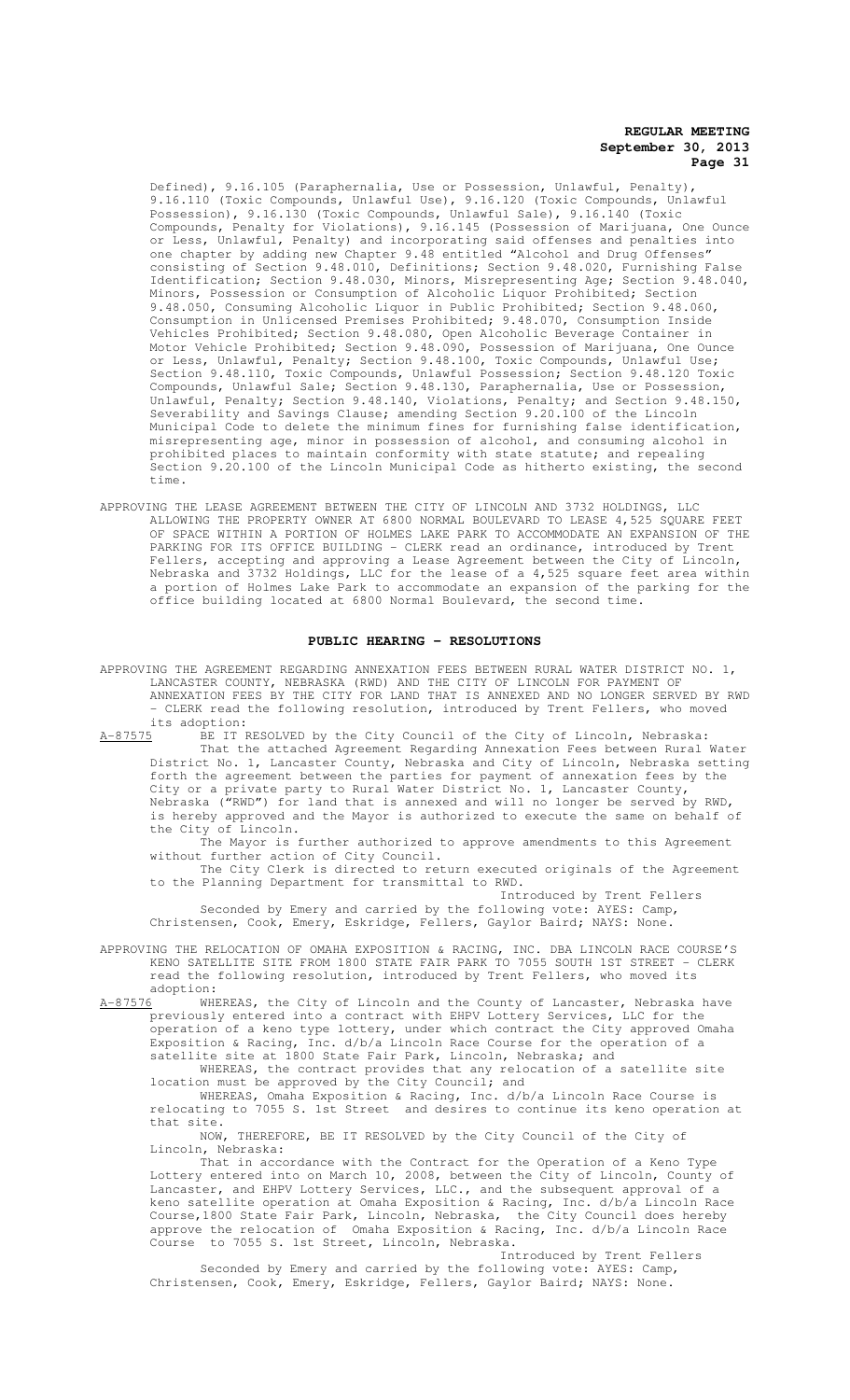Defined), 9.16.105 (Paraphernalia, Use or Possession, Unlawful, Penalty), 9.16.110 (Toxic Compounds, Unlawful Use), 9.16.120 (Toxic Compounds, Unlawful Possession), 9.16.130 (Toxic Compounds, Unlawful Sale), 9.16.140 (Toxic Compounds, Penalty for Violations), 9.16.145 (Possession of Marijuana, One Ounce or Less, Unlawful, Penalty) and incorporating said offenses and penalties into one chapter by adding new Chapter 9.48 entitled "Alcohol and Drug Offenses" consisting of Section 9.48.010, Definitions; Section 9.48.020, Furnishing False Identification; Section 9.48.030, Minors, Misrepresenting Age; Section 9.48.040, Minors, Possession or Consumption of Alcoholic Liquor Prohibited; Section 9.48.050, Consuming Alcoholic Liquor in Public Prohibited; Section 9.48.060, Consumption in Unlicensed Premises Prohibited; 9.48.070, Consumption Inside Vehicles Prohibited; Section 9.48.080, Open Alcoholic Beverage Container in Motor Vehicle Prohibited; Section 9.48.090, Possession of Marijuana, One Ounce or Less, Unlawful, Penalty; Section 9.48.100, Toxic Compounds, Unlawful Use; Section 9.48.110, Toxic Compounds, Unlawful Possession; Section 9.48.120 Toxic Compounds, Unlawful Sale; Section 9.48.130, Paraphernalia, Use or Possession, Unlawful, Penalty; Section 9.48.140, Violations, Penalty; and Section 9.48.150, Severability and Savings Clause; amending Section 9.20.100 of the Lincoln Municipal Code to delete the minimum fines for furnishing false identification, misrepresenting age, minor in possession of alcohol, and consuming alcohol in prohibited places to maintain conformity with state statute; and repealing Section 9.20.100 of the Lincoln Municipal Code as hitherto existing, the second time.

APPROVING THE LEASE AGREEMENT BETWEEN THE CITY OF LINCOLN AND 3732 HOLDINGS, LLC ALLOWING THE PROPERTY OWNER AT 6800 NORMAL BOULEVARD TO LEASE 4,525 SQUARE FEET OF SPACE WITHIN A PORTION OF HOLMES LAKE PARK TO ACCOMMODATE AN EXPANSION OF THE PARKING FOR ITS OFFICE BUILDING - CLERK read an ordinance, introduced by Trent Fellers, accepting and approving a Lease Agreement between the City of Lincoln, Nebraska and 3732 Holdings, LLC for the lease of a 4,525 square feet area within a portion of Holmes Lake Park to accommodate an expansion of the parking for the office building located at 6800 Normal Boulevard, the second time.

## PUBLIC HEARING - RESOLUTIONS

APPROVING THE AGREEMENT REGARDING ANNEXATION FEES BETWEEN RURAL WATER DISTRICT NO. 1, LANCASTER COUNTY, NEBRASKA (RWD) AND THE CITY OF LINCOLN FOR PAYMENT OF ANNEXATION FEES BY THE CITY FOR LAND THAT IS ANNEXED AND NO LONGER SERVED BY RWD - CLERK read the following resolution, introduced by Trent Fellers, who moved its adoption:

A-87575 BE IT RESOLVED by the City Council of the City of Lincoln, Nebraska:

That the attached Agreement Regarding Annexation Fees between Rural Water District No. 1, Lancaster County, Nebraska and City of Lincoln, Nebraska setting forth the agreement between the parties for payment of annexation fees by the City or a private party to Rural Water District No. 1, Lancaster County, Nebraska ("RWD") for land that is annexed and will no longer be served by RWD, is hereby approved and the Mayor is authorized to execute the same on behalf of the City of Lincoln.

The Mayor is further authorized to approve amendments to this Agreement without further action of City Council.

The City Clerk is directed to return executed originals of the Agreement to the Planning Department for transmittal to RWD.

Introduced by Trent Fellers

Seconded by Emery and carried by the following vote: AYES: Camp, Christensen, Cook, Emery, Eskridge, Fellers, Gaylor Baird; NAYS: None.

APPROVING THE RELOCATION OF OMAHA EXPOSITION & RACING, INC. DBA LINCOLN RACE COURSE'S KENO SATELLITE SITE FROM 1800 STATE FAIR PARK TO 7055 SOUTH 1ST STREET - CLERK read the following resolution, introduced by Trent Fellers, who moved its adoption:

A-87576 WHEREAS, the City of Lincoln and the County of Lancaster, Nebraska have previously entered into a contract with EHPV Lottery Services, LLC for the operation of a keno type lottery, under which contract the City approved Omaha Exposition & Racing, Inc. d/b/a Lincoln Race Course for the operation of a satellite site at 1800 State Fair Park, Lincoln, Nebraska; and

WHEREAS, the contract provides that any relocation of a satellite site location must be approved by the City Council; and

WHEREAS, Omaha Exposition & Racing, Inc. d/b/a Lincoln Race Course is relocating to 7055 S. 1st Street and desires to continue its keno operation at that site.

NOW, THEREFORE, BE IT RESOLVED by the City Council of the City of Lincoln, Nebraska:

That in accordance with the Contract for the Operation of a Keno Type Lottery entered into on March 10, 2008, between the City of Lincoln, County of Lancaster, and EHPV Lottery Services, LLC., and the subsequent approval of a keno satellite operation at Omaha Exposition & Racing, Inc. d/b/a Lincoln Race Course,1800 State Fair Park, Lincoln, Nebraska, the City Council does hereby approve the relocation of Omaha Exposition & Racing, Inc. d/b/a Lincoln Race Course to 7055 S. 1st Street, Lincoln, Nebraska.

Introduced by Trent Fellers

Seconded by Emery and carried by the following vote: AYES: Camp, Christensen, Cook, Emery, Eskridge, Fellers, Gaylor Baird; NAYS: None.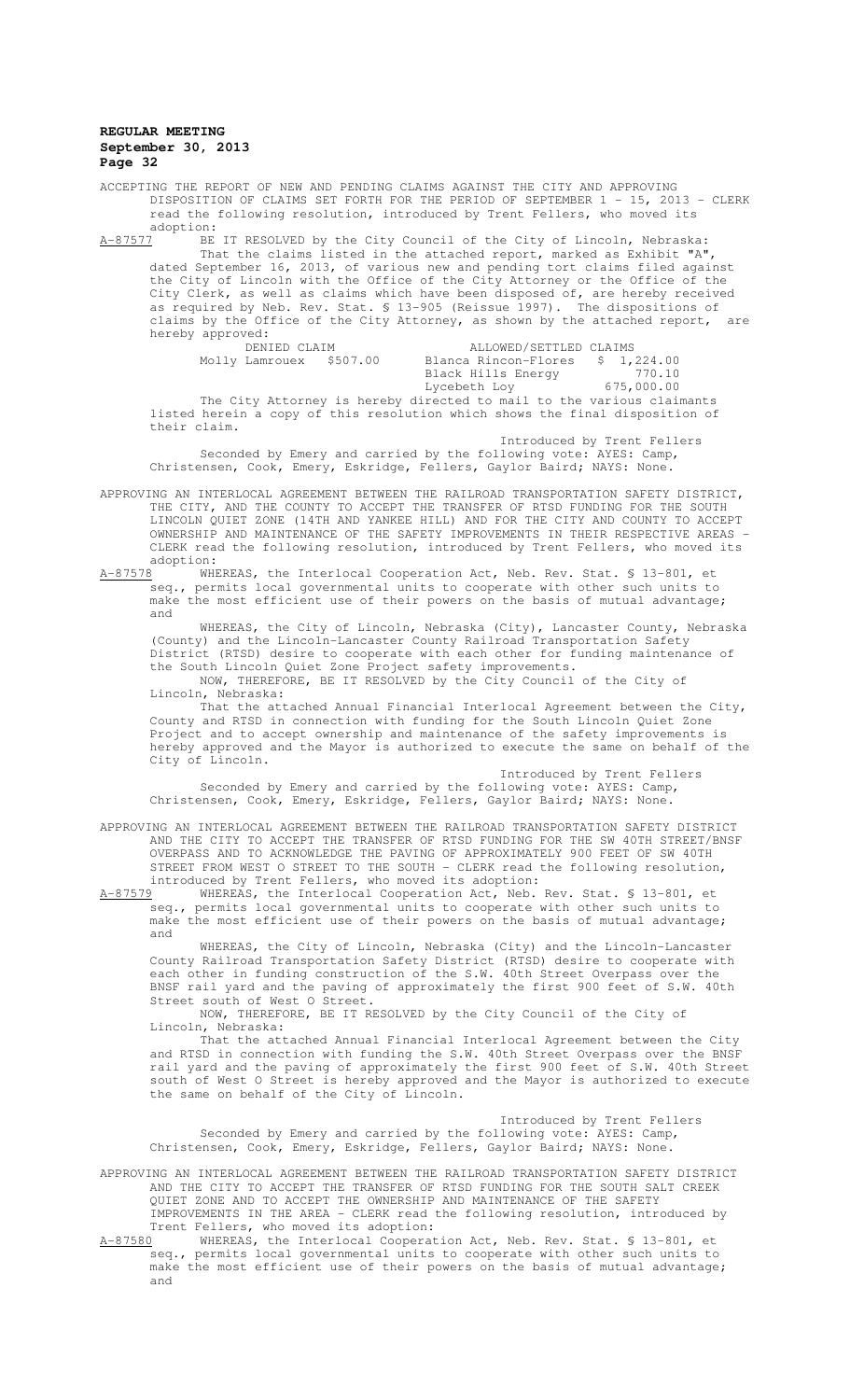ACCEPTING THE REPORT OF NEW AND PENDING CLAIMS AGAINST THE CITY AND APPROVING DISPOSITION OF CLAIMS SET FORTH FOR THE PERIOD OF SEPTEMBER 1 - 15, 2013 - CLERK read the following resolution, introduced by Trent Fellers, who moved its adoption:

A-87577 BE IT RESOLVED by the City Council of the City of Lincoln, Nebraska:

That the claims listed in the attached report, marked as Exhibit "A", dated September 16, 2013, of various new and pending tort claims filed against the City of Lincoln with the Office of the City Attorney or the Office of the City Clerk, as well as claims which have been disposed of, are hereby received as required by Neb. Rev. Stat. § 13-905 (Reissue 1997). The dispositions of claims by the Office of the City Attorney, as shown by the attached report, are hereby approved:

| DENIED CLAIM | | ALLOWED/SETTLED CLAIMS | |
|---|---|---|---|
| Molly Lamrouex | $507.00 | Blanca Rincon-Flores | $ 1,224.00 |
| | | Black Hills Energy | 770.10 |
| | | Lycebeth Loy | 675,000.00 |

The City Attorney is hereby directed to mail to the various claimants listed herein a copy of this resolution which shows the final disposition of their claim.

Introduced by Trent Fellers

Seconded by Emery and carried by the following vote: AYES: Camp, Christensen, Cook, Emery, Eskridge, Fellers, Gaylor Baird; NAYS: None.

APPROVING AN INTERLOCAL AGREEMENT BETWEEN THE RAILROAD TRANSPORTATION SAFETY DISTRICT, THE CITY, AND THE COUNTY TO ACCEPT THE TRANSFER OF RTSD FUNDING FOR THE SOUTH LINCOLN QUIET ZONE (14TH AND YANKEE HILL) AND FOR THE CITY AND COUNTY TO ACCEPT OWNERSHIP AND MAINTENANCE OF THE SAFETY IMPROVEMENTS IN THEIR RESPECTIVE AREAS - CLERK read the following resolution, introduced by Trent Fellers, who moved its adoption:

A-87578 WHEREAS, the Interlocal Cooperation Act, Neb. Rev. Stat. § 13-801, et seq., permits local governmental units to cooperate with other such units to make the most efficient use of their powers on the basis of mutual advantage; and

WHEREAS, the City of Lincoln, Nebraska (City), Lancaster County, Nebraska (County) and the Lincoln-Lancaster County Railroad Transportation Safety District (RTSD) desire to cooperate with each other for funding maintenance of the South Lincoln Quiet Zone Project safety improvements.

NOW, THEREFORE, BE IT RESOLVED by the City Council of the City of Lincoln, Nebraska:

That the attached Annual Financial Interlocal Agreement between the City, County and RTSD in connection with funding for the South Lincoln Quiet Zone Project and to accept ownership and maintenance of the safety improvements is hereby approved and the Mayor is authorized to execute the same on behalf of the City of Lincoln.

Introduced by Trent Fellers

Seconded by Emery and carried by the following vote: AYES: Camp, Christensen, Cook, Emery, Eskridge, Fellers, Gaylor Baird; NAYS: None.

APPROVING AN INTERLOCAL AGREEMENT BETWEEN THE RAILROAD TRANSPORTATION SAFETY DISTRICT AND THE CITY TO ACCEPT THE TRANSFER OF RTSD FUNDING FOR THE SW 40TH STREET/BNSF OVERPASS AND TO ACKNOWLEDGE THE PAVING OF APPROXIMATELY 900 FEET OF SW 40TH STREET FROM WEST O STREET TO THE SOUTH - CLERK read the following resolution, introduced by Trent Fellers, who moved its adoption:

A-87579 WHEREAS, the Interlocal Cooperation Act, Neb. Rev. Stat. § 13-801, et seq., permits local governmental units to cooperate with other such units to make the most efficient use of their powers on the basis of mutual advantage; and

WHEREAS, the City of Lincoln, Nebraska (City) and the Lincoln-Lancaster County Railroad Transportation Safety District (RTSD) desire to cooperate with each other in funding construction of the S.W. 40th Street Overpass over the BNSF rail yard and the paving of approximately the first 900 feet of S.W. 40th Street south of West O Street.

NOW, THEREFORE, BE IT RESOLVED by the City Council of the City of Lincoln, Nebraska:

That the attached Annual Financial Interlocal Agreement between the City and RTSD in connection with funding the S.W. 40th Street Overpass over the BNSF rail yard and the paving of approximately the first 900 feet of S.W. 40th Street south of West O Street is hereby approved and the Mayor is authorized to execute the same on behalf of the City of Lincoln.

Introduced by Trent Fellers

Seconded by Emery and carried by the following vote: AYES: Camp, Christensen, Cook, Emery, Eskridge, Fellers, Gaylor Baird; NAYS: None.

APPROVING AN INTERLOCAL AGREEMENT BETWEEN THE RAILROAD TRANSPORTATION SAFETY DISTRICT AND THE CITY TO ACCEPT THE TRANSFER OF RTSD FUNDING FOR THE SOUTH SALT CREEK QUIET ZONE AND TO ACCEPT THE OWNERSHIP AND MAINTENANCE OF THE SAFETY IMPROVEMENTS IN THE AREA - CLERK read the following resolution, introduced by Trent Fellers, who moved its adoption:

A-87580 WHEREAS, the Interlocal Cooperation Act, Neb. Rev. Stat. § 13-801, et seq., permits local governmental units to cooperate with other such units to make the most efficient use of their powers on the basis of mutual advantage; and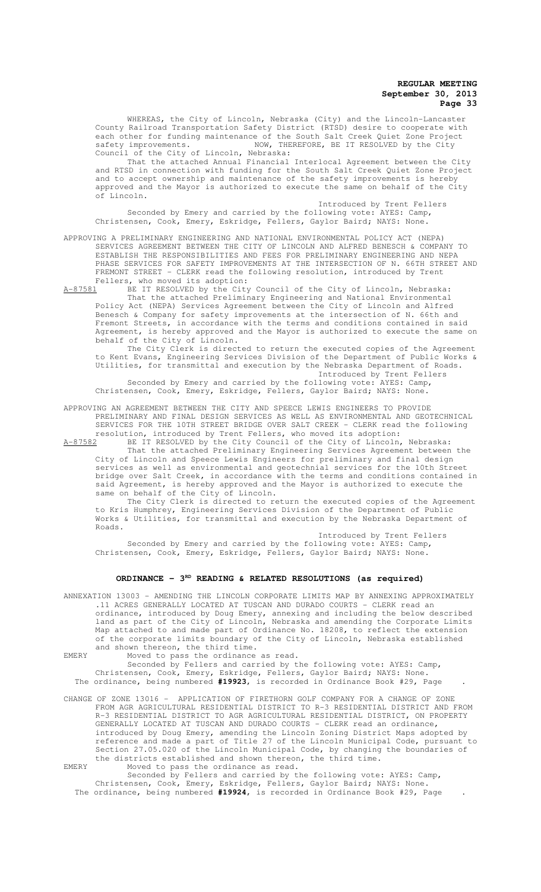WHEREAS, the City of Lincoln, Nebraska (City) and the Lincoln-Lancaster County Railroad Transportation Safety District (RTSD) desire to cooperate with each other for funding maintenance of the South Salt Creek Quiet Zone Project safety improvements. NOW, THEREFORE, BE IT RESOLVED by the City Council of the City of Lincoln, Nebraska:

That the attached Annual Financial Interlocal Agreement between the City and RTSD in connection with funding for the South Salt Creek Quiet Zone Project and to accept ownership and maintenance of the safety improvements is hereby approved and the Mayor is authorized to execute the same on behalf of the City of Lincoln.

Introduced by Trent Fellers

Seconded by Emery and carried by the following vote: AYES: Camp, Christensen, Cook, Emery, Eskridge, Fellers, Gaylor Baird; NAYS: None.

APPROVING A PRELIMINARY ENGINEERING AND NATIONAL ENVIRONMENTAL POLICY ACT (NEPA) SERVICES AGREEMENT BETWEEN THE CITY OF LINCOLN AND ALFRED BENESCH & COMPANY TO ESTABLISH THE RESPONSIBILITIES AND FEES FOR PRELIMINARY ENGINEERING AND NEPA PHASE SERVICES FOR SAFETY IMPROVEMENTS AT THE INTERSECTION OF N. 66TH STREET AND FREMONT STREET - CLERK read the following resolution, introduced by Trent Fellers, who moved its adoption:

A-87581 BE IT RESOLVED by the City Council of the City of Lincoln, Nebraska:

That the attached Preliminary Engineering and National Environmental Policy Act (NEPA) Services Agreement between the City of Lincoln and Alfred Benesch & Company for safety improvements at the intersection of N. 66th and Fremont Streets, in accordance with the terms and conditions contained in said Agreement, is hereby approved and the Mayor is authorized to execute the same on behalf of the City of Lincoln.

The City Clerk is directed to return the executed copies of the Agreement to Kent Evans, Engineering Services Division of the Department of Public Works & Utilities, for transmittal and execution by the Nebraska Department of Roads.

Introduced by Trent Fellers

Seconded by Emery and carried by the following vote: AYES: Camp, Christensen, Cook, Emery, Eskridge, Fellers, Gaylor Baird; NAYS: None.

APPROVING AN AGREEMENT BETWEEN THE CITY AND SPEECE LEWIS ENGINEERS TO PROVIDE PRELIMINARY AND FINAL DESIGN SERVICES AS WELL AS ENVIRONMENTAL AND GEOTECHNICAL SERVICES FOR THE 10TH STREET BRIDGE OVER SALT CREEK - CLERK read the following resolution, introduced by Trent Fellers, who moved its adoption:

A-87582 BE IT RESOLVED by the City Council of the City of Lincoln, Nebraska:

That the attached Preliminary Engineering Services Agreement between the City of Lincoln and Speece Lewis Engineers for preliminary and final design services as well as environmental and geotechnial services for the 10th Street bridge over Salt Creek, in accordance with the terms and conditions contained in said Agreement, is hereby approved and the Mayor is authorized to execute the same on behalf of the City of Lincoln.

The City Clerk is directed to return the executed copies of the Agreement to Kris Humphrey, Engineering Services Division of the Department of Public Works & Utilities, for transmittal and execution by the Nebraska Department of Roads.

Introduced by Trent Fellers

Seconded by Emery and carried by the following vote: AYES: Camp, Christensen, Cook, Emery, Eskridge, Fellers, Gaylor Baird; NAYS: None.

## ORDINANCE - 3RD READING & RELATED RESOLUTIONS (as required)

ANNEXATION 13003 - AMENDING THE LINCOLN CORPORATE LIMITS MAP BY ANNEXING APPROXIMATELY .11 ACRES GENERALLY LOCATED AT TUSCAN AND DURADO COURTS - CLERK read an ordinance, introduced by Doug Emery, annexing and including the below described land as part of the City of Lincoln, Nebraska and amending the Corporate Limits Map attached to and made part of Ordinance No. 18208, to reflect the extension of the corporate limits boundary of the City of Lincoln, Nebraska established and shown thereon, the third time.

EMERY Moved to pass the ordinance as read.

Seconded by Fellers and carried by the following vote: AYES: Camp, Christensen, Cook, Emery, Eskridge, Fellers, Gaylor Baird; NAYS: None.

The ordinance, being numbered **#19923**, is recorded in Ordinance Book #29, Page .

CHANGE OF ZONE 13016 - APPLICATION OF FIRETHORN GOLF COMPANY FOR A CHANGE OF ZONE FROM AGR AGRICULTURAL RESIDENTIAL DISTRICT TO R-3 RESIDENTIAL DISTRICT AND FROM R-3 RESIDENTIAL DISTRICT TO AGR AGRICULTURAL RESIDENTIAL DISTRICT, ON PROPERTY GENERALLY LOCATED AT TUSCAN AND DURADO COURTS - CLERK read an ordinance, introduced by Doug Emery, amending the Lincoln Zoning District Maps adopted by reference and made a part of Title 27 of the Lincoln Municipal Code, pursuant to Section 27.05.020 of the Lincoln Municipal Code, by changing the boundaries of the districts established and shown thereon, the third time.

EMERY Moved to pass the ordinance as read.

Seconded by Fellers and carried by the following vote: AYES: Camp, Christensen, Cook, Emery, Eskridge, Fellers, Gaylor Baird; NAYS: None.

The ordinance, being numbered **#19924**, is recorded in Ordinance Book #29, Page .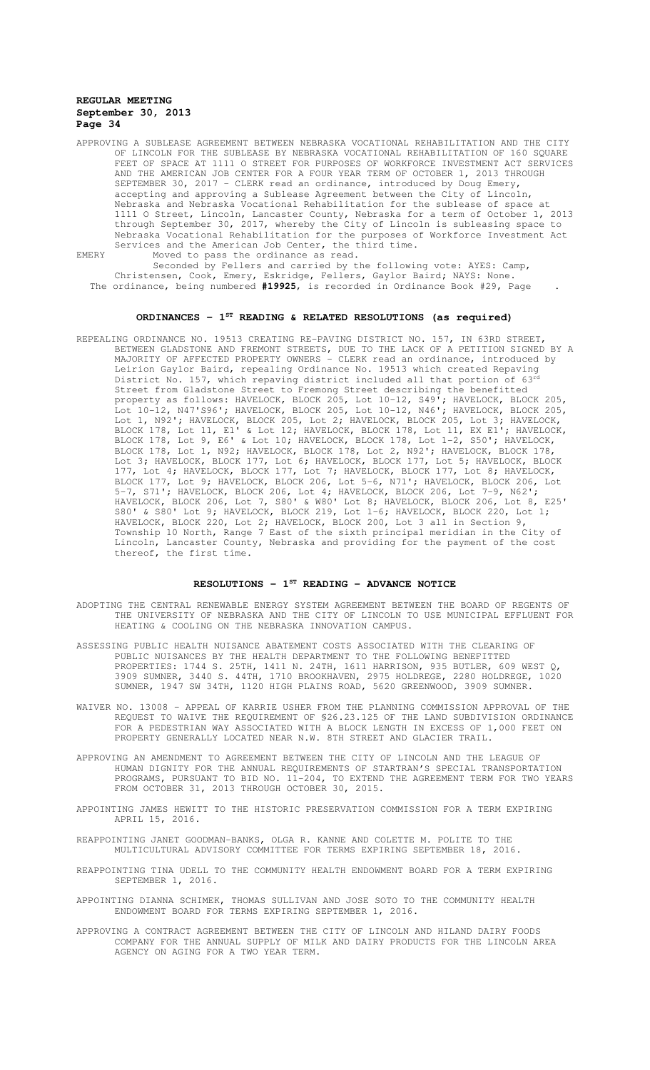APPROVING A SUBLEASE AGREEMENT BETWEEN NEBRASKA VOCATIONAL REHABILITATION AND THE CITY OF LINCOLN FOR THE SUBLEASE BY NEBRASKA VOCATIONAL REHABILITATION OF 160 SQUARE FEET OF SPACE AT 1111 O STREET FOR PURPOSES OF WORKFORCE INVESTMENT ACT SERVICES AND THE AMERICAN JOB CENTER FOR A FOUR YEAR TERM OF OCTOBER 1, 2013 THROUGH SEPTEMBER 30, 2017 - CLERK read an ordinance, introduced by Doug Emery, accepting and approving a Sublease Agreement between the City of Lincoln, Nebraska and Nebraska Vocational Rehabilitation for the sublease of space at 1111 O Street, Lincoln, Lancaster County, Nebraska for a term of October 1, 2013 through September 30, 2017, whereby the City of Lincoln is subleasing space to Nebraska Vocational Rehabilitation for the purposes of Workforce Investment Act Services and the American Job Center, the third time.

EMERY Moved to pass the ordinance as read.

Seconded by Fellers and carried by the following vote: AYES: Camp, Christensen, Cook, Emery, Eskridge, Fellers, Gaylor Baird; NAYS: None.

The ordinance, being numbered **#19925**, is recorded in Ordinance Book #29, Page .

## ORDINANCES - 1ST READING & RELATED RESOLUTIONS (as required)

REPEALING ORDINANCE NO. 19513 CREATING RE-PAVING DISTRICT NO. 157, IN 63RD STREET, BETWEEN GLADSTONE AND FREMONT STREETS, DUE TO THE LACK OF A PETITION SIGNED BY A MAJORITY OF AFFECTED PROPERTY OWNERS - CLERK read an ordinance, introduced by Leirion Gaylor Baird, repealing Ordinance No. 19513 which created Repaving District No. 157, which repaving district included all that portion of 63rd Street from Gladstone Street to Fremong Street describing the benefitted property as follows: HAVELOCK, BLOCK 205, Lot 10-12, S49'; HAVELOCK, BLOCK 205, Lot 10-12, N47'S96'; HAVELOCK, BLOCK 205, Lot 10-12, N46'; HAVELOCK, BLOCK 205, Lot 1, N92'; HAVELOCK, BLOCK 205, Lot 2; HAVELOCK, BLOCK 205, Lot 3; HAVELOCK, BLOCK 178, Lot 11, E1' & Lot 12; HAVELOCK, BLOCK 178, Lot 11, EX E1'; HAVELOCK, BLOCK 178, Lot 9, E6' & Lot 10; HAVELOCK, BLOCK 178, Lot 1-2, S50'; HAVELOCK, BLOCK 178, Lot 1, N92; HAVELOCK, BLOCK 178, Lot 2, N92'; HAVELOCK, BLOCK 178, Lot 3; HAVELOCK, BLOCK 177, Lot 6; HAVELOCK, BLOCK 177, Lot 5; HAVELOCK, BLOCK 177, Lot 4; HAVELOCK, BLOCK 177, Lot 7; HAVELOCK, BLOCK 177, Lot 8; HAVELOCK, BLOCK 177, Lot 9; HAVELOCK, BLOCK 206, Lot 5-6, N71'; HAVELOCK, BLOCK 206, Lot 5-7, S71'; HAVELOCK, BLOCK 206, Lot 4; HAVELOCK, BLOCK 206, Lot 7-9, N62'; HAVELOCK, BLOCK 206, Lot 7, S80' & W80' Lot 8; HAVELOCK, BLOCK 206, Lot 8, E25' S80' & S80' Lot 9; HAVELOCK, BLOCK 219, Lot 1-6; HAVELOCK, BLOCK 220, Lot 1; HAVELOCK, BLOCK 220, Lot 2; HAVELOCK, BLOCK 200, Lot 3 all in Section 9, Township 10 North, Range 7 East of the sixth principal meridian in the City of Lincoln, Lancaster County, Nebraska and providing for the payment of the cost thereof, the first time.

## RESOLUTIONS - 1ST READING - ADVANCE NOTICE

ADOPTING THE CENTRAL RENEWABLE ENERGY SYSTEM AGREEMENT BETWEEN THE BOARD OF REGENTS OF THE UNIVERSITY OF NEBRASKA AND THE CITY OF LINCOLN TO USE MUNICIPAL EFFLUENT FOR HEATING & COOLING ON THE NEBRASKA INNOVATION CAMPUS.

ASSESSING PUBLIC HEALTH NUISANCE ABATEMENT COSTS ASSOCIATED WITH THE CLEARING OF PUBLIC NUISANCES BY THE HEALTH DEPARTMENT TO THE FOLLOWING BENEFITTED PROPERTIES: 1744 S. 25TH, 1411 N. 24TH, 1611 HARRISON, 935 BUTLER, 609 WEST Q, 3909 SUMNER, 3440 S. 44TH, 1710 BROOKHAVEN, 2975 HOLDREGE, 2280 HOLDREGE, 1020 SUMNER, 1947 SW 34TH, 1120 HIGH PLAINS ROAD, 5620 GREENWOOD, 3909 SUMNER.

WAIVER NO. 13008 - APPEAL OF KARRIE USHER FROM THE PLANNING COMMISSION APPROVAL OF THE REQUEST TO WAIVE THE REQUIREMENT OF §26.23.125 OF THE LAND SUBDIVISION ORDINANCE FOR A PEDESTRIAN WAY ASSOCIATED WITH A BLOCK LENGTH IN EXCESS OF 1,000 FEET ON PROPERTY GENERALLY LOCATED NEAR N.W. 8TH STREET AND GLACIER TRAIL.

APPROVING AN AMENDMENT TO AGREEMENT BETWEEN THE CITY OF LINCOLN AND THE LEAGUE OF HUMAN DIGNITY FOR THE ANNUAL REQUIREMENTS OF STARTRAN'S SPECIAL TRANSPORTATION PROGRAMS, PURSUANT TO BID NO. 11-204, TO EXTEND THE AGREEMENT TERM FOR TWO YEARS FROM OCTOBER 31, 2013 THROUGH OCTOBER 30, 2015.

APPOINTING JAMES HEWITT TO THE HISTORIC PRESERVATION COMMISSION FOR A TERM EXPIRING APRIL 15, 2016.

REAPPOINTING JANET GOODMAN-BANKS, OLGA R. KANNE AND COLETTE M. POLITE TO THE MULTICULTURAL ADVISORY COMMITTEE FOR TERMS EXPIRING SEPTEMBER 18, 2016.

REAPPOINTING TINA UDELL TO THE COMMUNITY HEALTH ENDOWMENT BOARD FOR A TERM EXPIRING SEPTEMBER 1, 2016.

APPOINTING DIANNA SCHIMEK, THOMAS SULLIVAN AND JOSE SOTO TO THE COMMUNITY HEALTH ENDOWMENT BOARD FOR TERMS EXPIRING SEPTEMBER 1, 2016.

APPROVING A CONTRACT AGREEMENT BETWEEN THE CITY OF LINCOLN AND HILAND DAIRY FOODS COMPANY FOR THE ANNUAL SUPPLY OF MILK AND DAIRY PRODUCTS FOR THE LINCOLN AREA AGENCY ON AGING FOR A TWO YEAR TERM.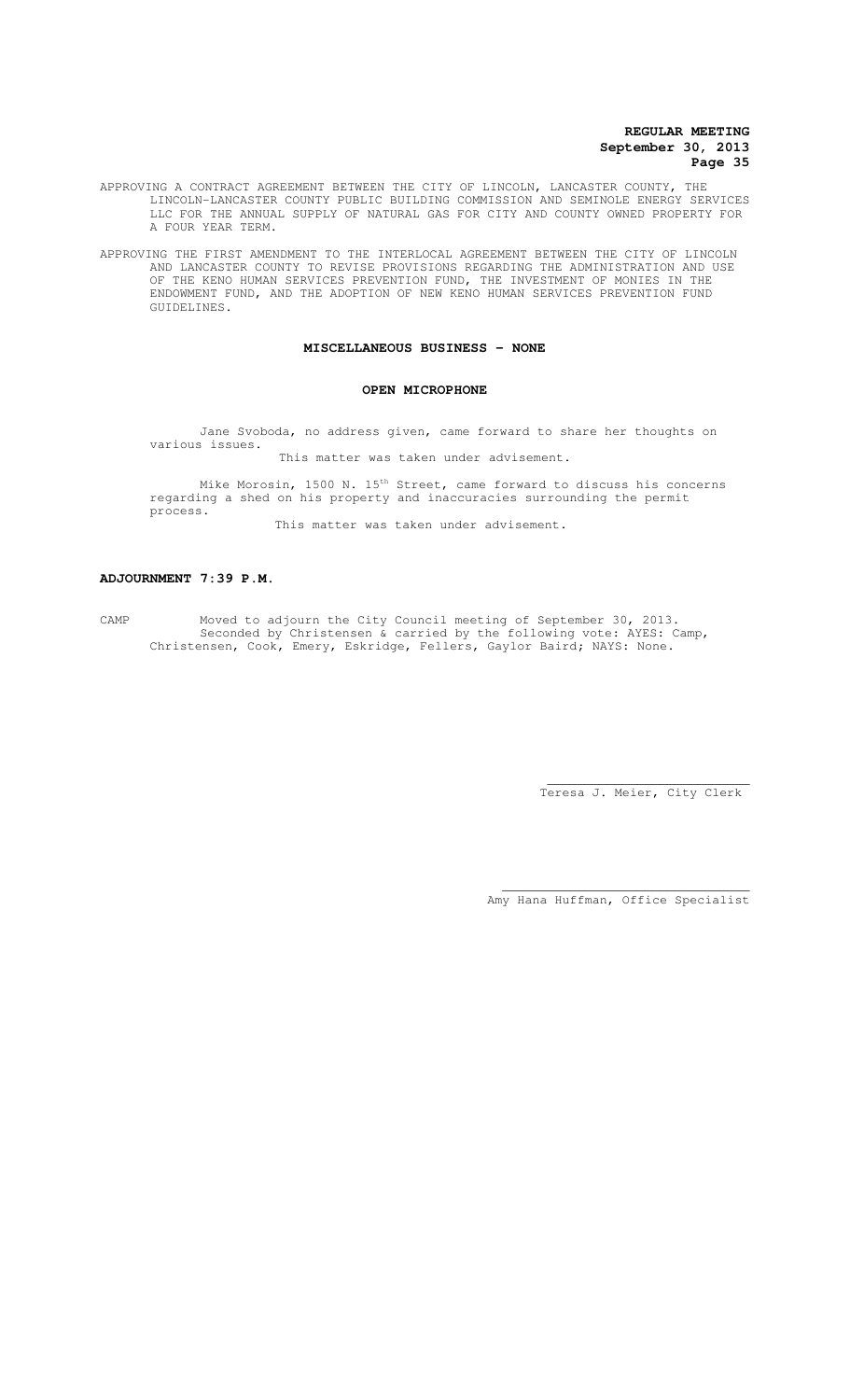APPROVING A CONTRACT AGREEMENT BETWEEN THE CITY OF LINCOLN, LANCASTER COUNTY, THE LINCOLN-LANCASTER COUNTY PUBLIC BUILDING COMMISSION AND SEMINOLE ENERGY SERVICES LLC FOR THE ANNUAL SUPPLY OF NATURAL GAS FOR CITY AND COUNTY OWNED PROPERTY FOR A FOUR YEAR TERM.

APPROVING THE FIRST AMENDMENT TO THE INTERLOCAL AGREEMENT BETWEEN THE CITY OF LINCOLN AND LANCASTER COUNTY TO REVISE PROVISIONS REGARDING THE ADMINISTRATION AND USE OF THE KENO HUMAN SERVICES PREVENTION FUND, THE INVESTMENT OF MONIES IN THE ENDOWMENT FUND, AND THE ADOPTION OF NEW KENO HUMAN SERVICES PREVENTION FUND GUIDELINES.

**MISCELLANEOUS BUSINESS - NONE**

**OPEN MICROPHONE**

Jane Svoboda, no address given, came forward to share her thoughts on various issues.
This matter was taken under advisement.

Mike Morosin, 1500 N. 15th Street, came forward to discuss his concerns regarding a shed on his property and inaccuracies surrounding the permit process.
This matter was taken under advisement.

**ADJOURNMENT 7:39 P.M.**

CAMP Moved to adjourn the City Council meeting of September 30, 2013.
Seconded by Christensen & carried by the following vote: AYES: Camp, Christensen, Cook, Emery, Eskridge, Fellers, Gaylor Baird; NAYS: None.

Teresa J. Meier, City Clerk

Amy Hana Huffman, Office Specialist